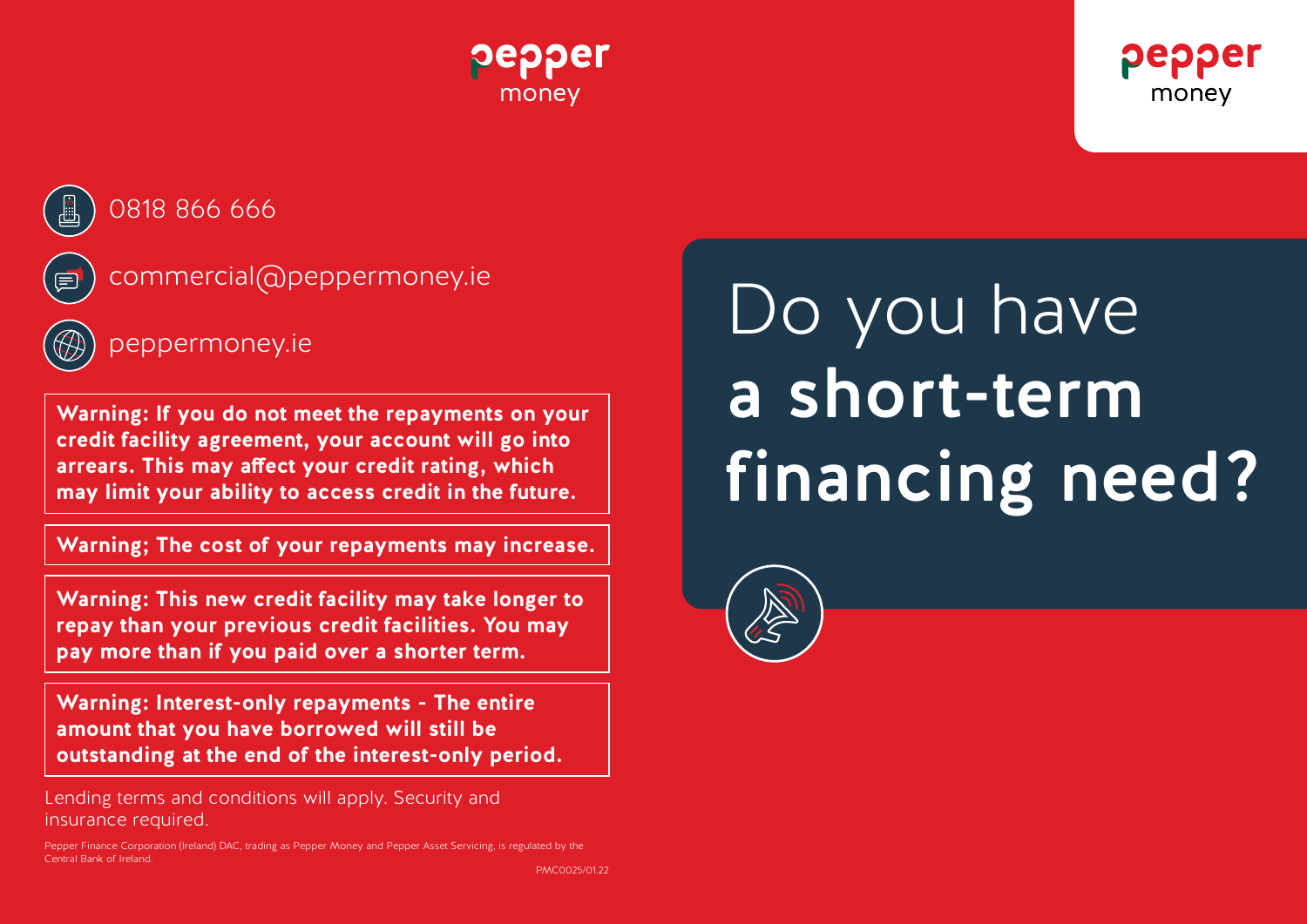pepper money

0818 866 666

commercial@peppermoney.ie

peppermoney.ie

**Warning: If you do not meet the repayments on your credit facility agreement, your account will go into arrears. This may affect your credit rating, which may limit your ability to access credit in the future.**

**Warning; The cost of your repayments may increase.**

**Warning: This new credit facility may take longer to repay than your previous credit facilities. You may pay more than if you paid over a shorter term.**

**Warning: Interest-only repayments - The entire amount that you have borrowed will still be outstanding at the end of the interest-only period.**

Lending terms and conditions will apply. Security and insurance required.

Pepper Finance Corporation (Ireland) DAC, trading as Pepper Money and Pepper Asset Servicing, is regulated by the Central Bank of Ireland.

PMC0025/01.22

pepper money

# Do you have **a short-term financing need?**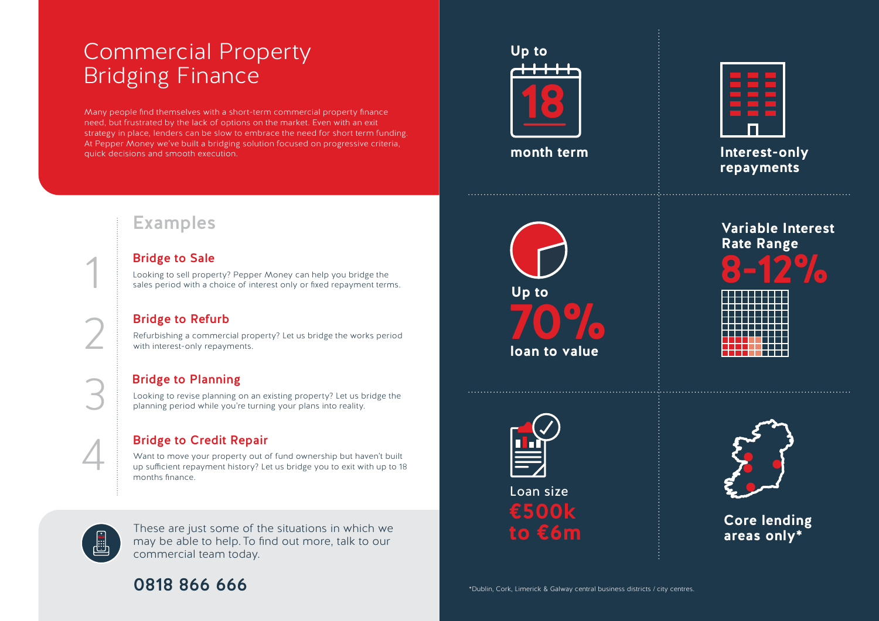# Commercial Property Bridging Finance

Many people find themselves with a short-term commercial property finance need, but frustrated by the lack of options on the market. Even with an exit strategy in place, lenders can be slow to embrace the need for short term funding. At Pepper Money we've built a bridging solution focused on progressive criteria, quick decisions and smooth execution.

## Examples

### 1 Bridge to Sale

Looking to sell property? Pepper Money can help you bridge the sales period with a choice of interest only or fixed repayment terms.

### 2 Bridge to Refurb

Refurbishing a commercial property? Let us bridge the works period with interest-only repayments.

### 3 Bridge to Planning

Looking to revise planning on an existing property? Let us bridge the planning period while you're turning your plans into reality.

### 4 Bridge to Credit Repair

Want to move your property out of fund ownership but haven't built up sufficient repayment history? Let us bridge you to exit with up to 18 months finance.

These are just some of the situations in which we may be able to help. To find out more, talk to our commercial team today.

**0818 866 666**

---

**Up to 18 month term**

**Interest-only repayments**

**Up to 70% loan to value**

**Variable Interest Rate Range 8-12%**

**Loan size €500k to €6m**

**Core lending areas only***

*Dublin, Cork, Limerick & Galway central business districts / city centres.